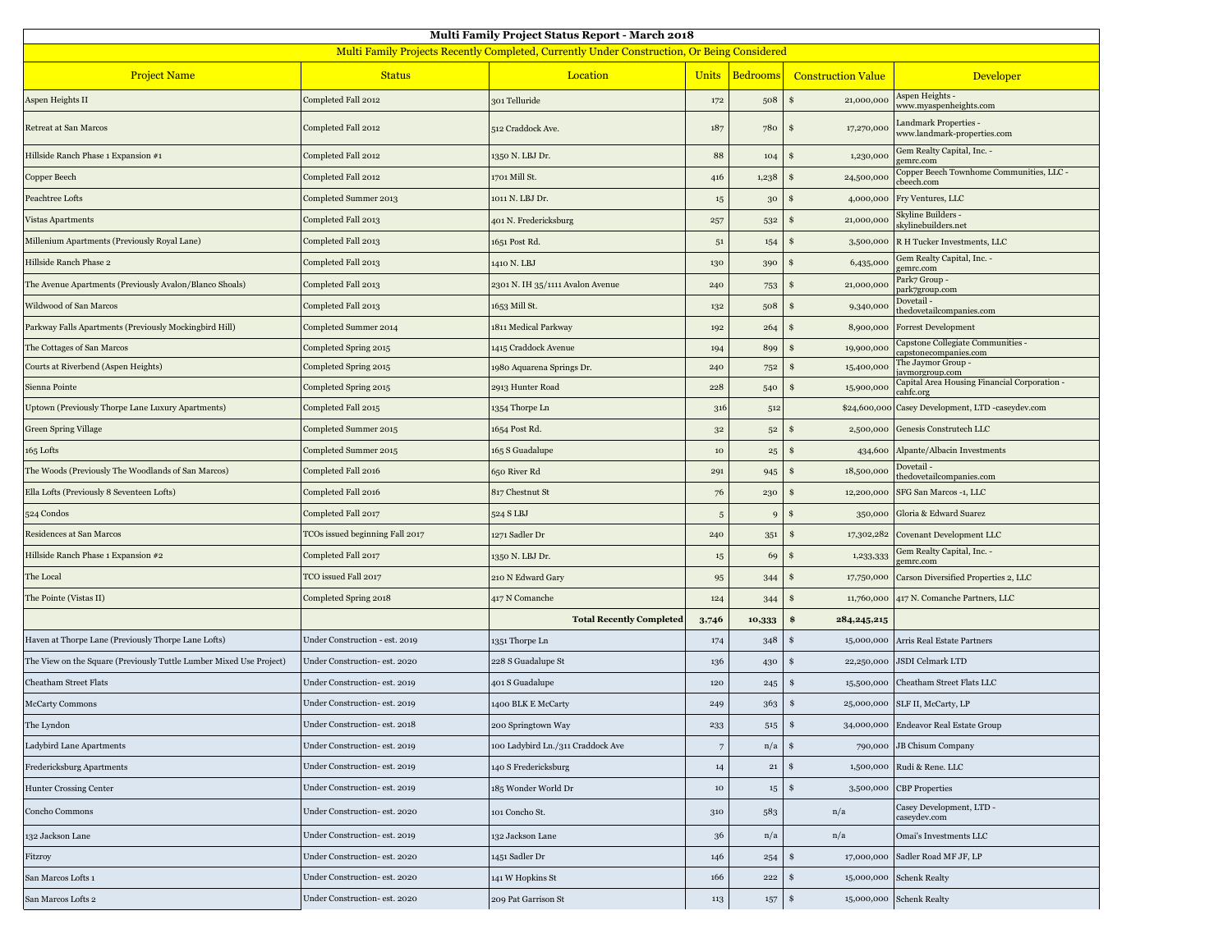# Multi Family Project Status Report - March 2018

## Multi Family Projects Recently Completed, Currently Under Construction, Or Being Considered

| Project Name | Status | Location | Units | Bedrooms | Construction Value | Developer |
|---|---|---|---|---|---|---|
| Aspen Heights II | Completed Fall 2012 | 301 Telluride | 172 | 508 | $ 21,000,000 | Aspen Heights - www.myaspenheights.com |
| Retreat at San Marcos | Completed Fall 2012 | 512 Craddock Ave. | 187 | 780 | $ 17,270,000 | Landmark Properties - www.landmark-properties.com |
| Hillside Ranch Phase 1 Expansion #1 | Completed Fall 2012 | 1350 N. LBJ Dr. | 88 | 104 | $ 1,230,000 | Gem Realty Capital, Inc. - gemrc.com |
| Copper Beech | Completed Fall 2012 | 1701 Mill St. | 416 | 1,238 | $ 24,500,000 | Copper Beech Townhome Communities, LLC - cbeech.com |
| Peachtree Lofts | Completed Summer 2013 | 1011 N. LBJ Dr. | 15 | 30 | $ 4,000,000 | Fry Ventures, LLC |
| Vistas Apartments | Completed Fall 2013 | 401 N. Fredericksburg | 257 | 532 | $ 21,000,000 | Skyline Builders - skylinebuilders.net |
| Millenium Apartments (Previously Royal Lane) | Completed Fall 2013 | 1651 Post Rd. | 51 | 154 | $ 3,500,000 | R H Tucker Investments, LLC |
| Hillside Ranch Phase 2 | Completed Fall 2013 | 1410 N. LBJ | 130 | 390 | $ 6,435,000 | Gem Realty Capital, Inc. - gemrc.com |
| The Avenue Apartments (Previously Avalon/Blanco Shoals) | Completed Fall 2013 | 2301 N. IH 35/1111 Avalon Avenue | 240 | 753 | $ 21,000,000 | Park7 Group - park7group.com |
| Wildwood of San Marcos | Completed Fall 2013 | 1653 Mill St. | 132 | 508 | $ 9,340,000 | Dovetail - thedovetailcompanies.com |
| Parkway Falls Apartments (Previously Mockingbird Hill) | Completed Summer 2014 | 1811 Medical Parkway | 192 | 264 | $ 8,900,000 | Forrest Development |
| The Cottages of San Marcos | Completed Spring 2015 | 1415 Craddock Avenue | 194 | 899 | $ 19,900,000 | Capstone Collegiate Communities - capstonecompanies.com |
| Courts at Riverbend (Aspen Heights) | Completed Spring 2015 | 1980 Aquarena Springs Dr. | 240 | 752 | $ 15,400,000 | The Jaymor Group - jaymorgroup.com |
| Sienna Pointe | Completed Spring 2015 | 2913 Hunter Road | 228 | 540 | $ 15,900,000 | Capital Area Housing Financial Corporation - cahfc.org |
| Uptown (Previously Thorpe Lane Luxury Apartments) | Completed Fall 2015 | 1354 Thorpe Ln | 316 | 512 | $24,600,000 | Casey Development, LTD -caseydev.com |
| Green Spring Village | Completed Summer 2015 | 1654 Post Rd. | 32 | 52 | $ 2,500,000 | Genesis Construtech LLC |
| 165 Lofts | Completed Summer 2015 | 165 S Guadalupe | 10 | 25 | $ 434,600 | Alpante/Albacin Investments |
| The Woods (Previously The Woodlands of San Marcos) | Completed Fall 2016 | 650 River Rd | 291 | 945 | $ 18,500,000 | Dovetail - thedovetailcompanies.com |
| Ella Lofts (Previously 8 Seventeen Lofts) | Completed Fall 2016 | 817 Chestnut St | 76 | 230 | $ 12,200,000 | SFG San Marcos -1, LLC |
| 524 Condos | Completed Fall 2017 | 524 S LBJ | 5 | 9 | $ 350,000 | Gloria & Edward Suarez |
| Residences at San Marcos | TCOs issued beginning Fall 2017 | 1271 Sadler Dr | 240 | 351 | $ 17,302,282 | Covenant Development LLC |
| Hillside Ranch Phase 1 Expansion #2 | Completed Fall 2017 | 1350 N. LBJ Dr. | 15 | 69 | $ 1,233,333 | Gem Realty Capital, Inc. - gemrc.com |
| The Local | TCO issued Fall 2017 | 210 N Edward Gary | 95 | 344 | $ 17,750,000 | Carson Diversified Properties 2, LLC |
| The Pointe (Vistas II) | Completed Spring 2018 | 417 N Comanche | 124 | 344 | $ 11,760,000 | 417 N. Comanche Partners, LLC |
| | | **Total Recently Completed** | **3,746** | **10,333** | **$ 284,245,215** | |
| Haven at Thorpe Lane (Previously Thorpe Lane Lofts) | Under Construction - est. 2019 | 1351 Thorpe Ln | 174 | 348 | $ 15,000,000 | Arris Real Estate Partners |
| The View on the Square (Previously Tuttle Lumber Mixed Use Project) | Under Construction- est. 2020 | 228 S Guadalupe St | 136 | 430 | $ 22,250,000 | JSDI Celmark LTD |
| Cheatham Street Flats | Under Construction- est. 2019 | 401 S Guadalupe | 120 | 245 | $ 15,500,000 | Cheatham Street Flats LLC |
| McCarty Commons | Under Construction- est. 2019 | 1400 BLK E McCarty | 249 | 363 | $ 25,000,000 | SLF II, McCarty, LP |
| The Lyndon | Under Construction- est. 2018 | 200 Springtown Way | 233 | 515 | $ 34,000,000 | Endeavor Real Estate Group |
| Ladybird Lane Apartments | Under Construction- est. 2019 | 100 Ladybird Ln./311 Craddock Ave | 7 | n/a | $ 790,000 | JB Chisum Company |
| Fredericksburg Apartments | Under Construction- est. 2019 | 140 S Fredericksburg | 14 | 21 | $ 1,500,000 | Rudi & Rene. LLC |
| Hunter Crossing Center | Under Construction- est. 2019 | 185 Wonder World Dr | 10 | 15 | $ 3,500,000 | CBP Properties |
| Concho Commons | Under Construction- est. 2020 | 101 Concho St. | 310 | 583 | n/a | Casey Development, LTD - caseydev.com |
| 132 Jackson Lane | Under Construction- est. 2019 | 132 Jackson Lane | 36 | n/a | n/a | Omai's Investments LLC |
| Fitzroy | Under Construction- est. 2020 | 1451 Sadler Dr | 146 | 254 | $ 17,000,000 | Sadler Road MF JF, LP |
| San Marcos Lofts 1 | Under Construction- est. 2020 | 141 W Hopkins St | 166 | 222 | $ 15,000,000 | Schenk Realty |
| San Marcos Lofts 2 | Under Construction- est. 2020 | 209 Pat Garrison St | 113 | 157 | $ 15,000,000 | Schenk Realty |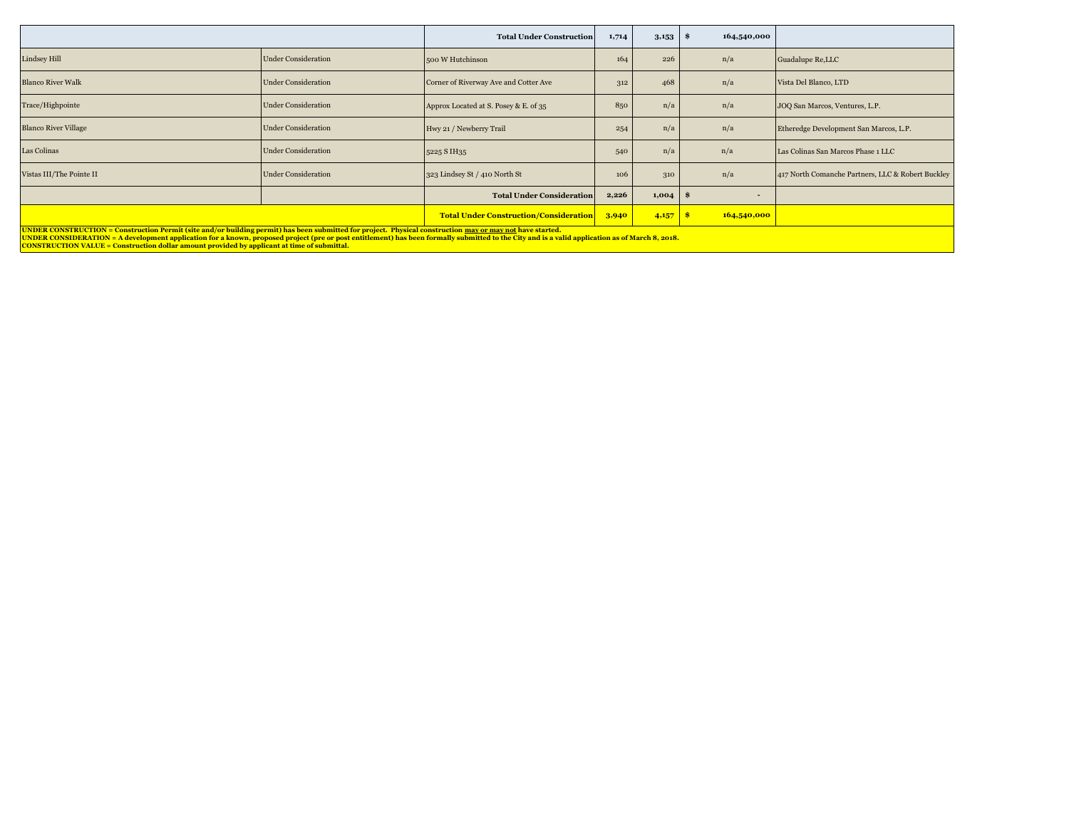| | | | | | | |
|---|---|---|---|---|---|---|
| | | **Total Under Construction** | **1,714** | **3,153** | **$ 164,540,000** | |
| Lindsey Hill | Under Consideration | 500 W Hutchinson | 164 | 226 | n/a | Guadalupe Re,LLC |
| Blanco River Walk | Under Consideration | Corner of Riverway Ave and Cotter Ave | 312 | 468 | n/a | Vista Del Blanco, LTD |
| Trace/Highpointe | Under Consideration | Approx Located at S. Posey & E. of 35 | 850 | n/a | n/a | JOQ San Marcos, Ventures, L.P. |
| Blanco River Village | Under Consideration | Hwy 21 / Newberry Trail | 254 | n/a | n/a | Etheredge Development San Marcos, L.P. |
| Las Colinas | Under Consideration | 5225 S IH35 | 540 | n/a | n/a | Las Colinas San Marcos Phase 1 LLC |
| Vistas III/The Pointe II | Under Consideration | 323 Lindsey St / 410 North St | 106 | 310 | n/a | 417 North Comanche Partners, LLC & Robert Buckley |
| | | **Total Under Consideration** | **2,226** | **1,004** | **$ -** | |
| | | **Total Under Construction/Consideration** | **3,940** | **4,157** | **$ 164,540,000** | |

**UNDER CONSTRUCTION = Construction Permit (site and/or building permit) has been submitted for project. Physical construction <u>may or may not</u> have started.**
**UNDER CONSIDERATION = A development application for a known, proposed project (pre or post entitlement) has been formally submitted to the City and is a valid application as of March 8, 2018.**
**CONSTRUCTION VALUE = Construction dollar amount provided by applicant at time of submittal.**